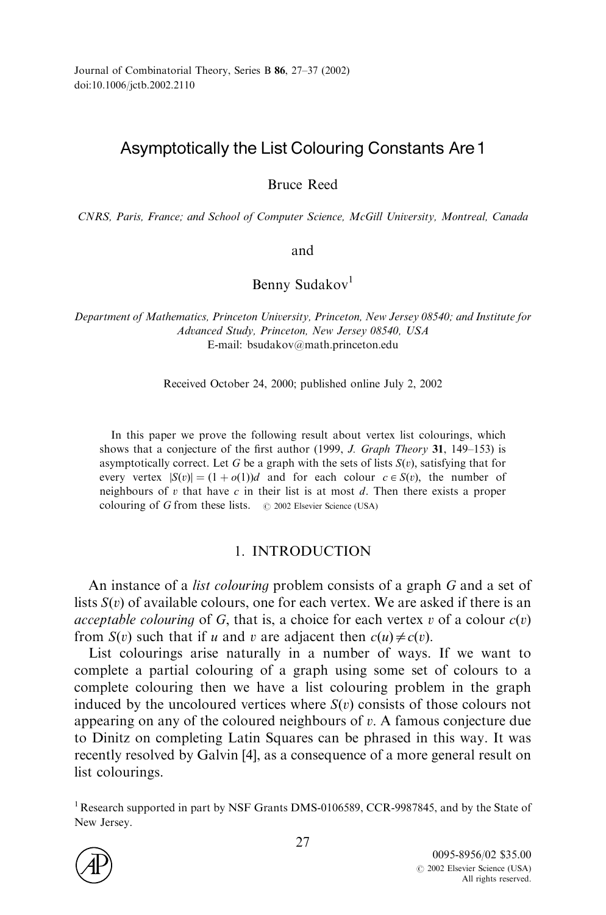# Asymptotically the List Colouring Constants Are 1

Bruce Reed

*CNRS, Paris, France; and School of Computer Science, McGill University, Montreal, Canada*

and

Benny Sudakov[1]

*Department of Mathematics, Princeton University, Princeton, New Jersey 08540; and Institute for Advanced Study, Princeton, New Jersey 08540, USA*
E-mail: bsudakov@math.princeton.edu

Received October 24, 2000; published online July 2, 2002

In this paper we prove the following result about vertex list colourings, which shows that a conjecture of the first author (1999, *J. Graph Theory* **31**, 149–153) is asymptotically correct. Let $G$ be a graph with the sets of lists $S(v)$, satisfying that for every vertex $|S(v)| = (1 + o(1))d$ and for each colour $c \in S(v)$, the number of neighbours of $v$ that have $c$ in their list is at most $d$. Then there exists a proper colouring of $G$ from these lists. © 2002 Elsevier Science (USA)

## 1. INTRODUCTION

An instance of a *list colouring* problem consists of a graph $G$ and a set of lists $S(v)$ of available colours, one for each vertex. We are asked if there is an *acceptable colouring* of $G$, that is, a choice for each vertex $v$ of a colour $c(v)$ from $S(v)$ such that if $u$ and $v$ are adjacent then $c(u) \neq c(v)$.

List colourings arise naturally in a number of ways. If we want to complete a partial colouring of a graph using some set of colours to a complete colouring then we have a list colouring problem in the graph induced by the uncoloured vertices where $S(v)$ consists of those colours not appearing on any of the coloured neighbours of $v$. A famous conjecture due to Dinitz on completing Latin Squares can be phrased in this way. It was recently resolved by Galvin [4], as a consequence of a more general result on list colourings.

[1] Research supported in part by NSF Grants DMS-0106589, CCR-9987845, and by the State of New Jersey.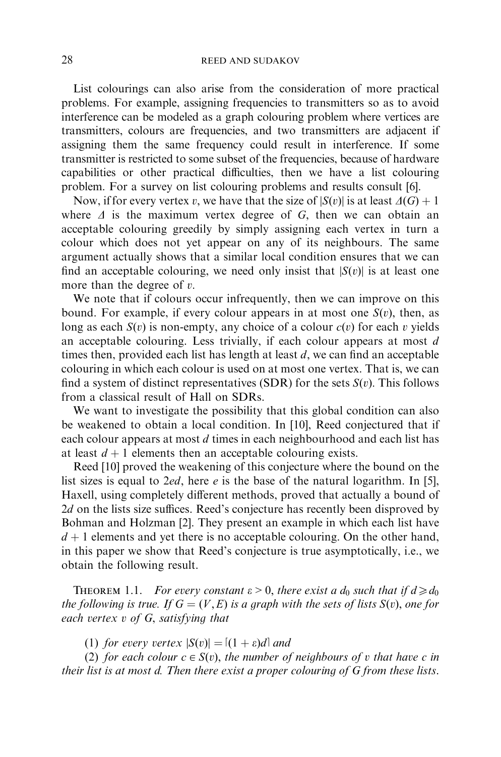List colourings can also arise from the consideration of more practical problems. For example, assigning frequencies to transmitters so as to avoid interference can be modeled as a graph colouring problem where vertices are transmitters, colours are frequencies, and two transmitters are adjacent if assigning them the same frequency could result in interference. If some transmitter is restricted to some subset of the frequencies, because of hardware capabilities or other practical difficulties, then we have a list colouring problem. For a survey on list colouring problems and results consult [6].

Now, if for every vertex $v$, we have that the size of $|S(v)|$ is at least $\Delta(G) + 1$ where $\Delta$ is the maximum vertex degree of $G$, then we can obtain an acceptable colouring greedily by simply assigning each vertex in turn a colour which does not yet appear on any of its neighbours. The same argument actually shows that a similar local condition ensures that we can find an acceptable colouring, we need only insist that $|S(v)|$ is at least one more than the degree of $v$.

We note that if colours occur infrequently, then we can improve on this bound. For example, if every colour appears in at most one $S(v)$, then, as long as each $S(v)$ is non-empty, any choice of a colour $c(v)$ for each $v$ yields an acceptable colouring. Less trivially, if each colour appears at most $d$ times then, provided each list has length at least $d$, we can find an acceptable colouring in which each colour is used on at most one vertex. That is, we can find a system of distinct representatives (SDR) for the sets $S(v)$. This follows from a classical result of Hall on SDRs.

We want to investigate the possibility that this global condition can also be weakened to obtain a local condition. In [10], Reed conjectured that if each colour appears at most $d$ times in each neighbourhood and each list has at least $d + 1$ elements then an acceptable colouring exists.

Reed [10] proved the weakening of this conjecture where the bound on the list sizes is equal to $2ed$, here $e$ is the base of the natural logarithm. In [5], Haxell, using completely different methods, proved that actually a bound of $2d$ on the lists size suffices. Reed's conjecture has recently been disproved by Bohman and Holzman [2]. They present an example in which each list have $d + 1$ elements and yet there is no acceptable colouring. On the other hand, in this paper we show that Reed's conjecture is true asymptotically, i.e., we obtain the following result.

**Theorem 1.1.** *For every constant $\varepsilon > 0$, there exist a $d_0$ such that if $d \geqslant d_0$ the following is true. If $G = (V, E)$ is a graph with the sets of lists $S(v)$, one for each vertex $v$ of $G$, satisfying that*

(1) *for every vertex $|S(v)| = \lceil (1 + \varepsilon)d \rceil$ and*

(2) *for each colour $c \in S(v)$, the number of neighbours of $v$ that have $c$ in their list is at most $d$. Then there exist a proper colouring of $G$ from these lists.*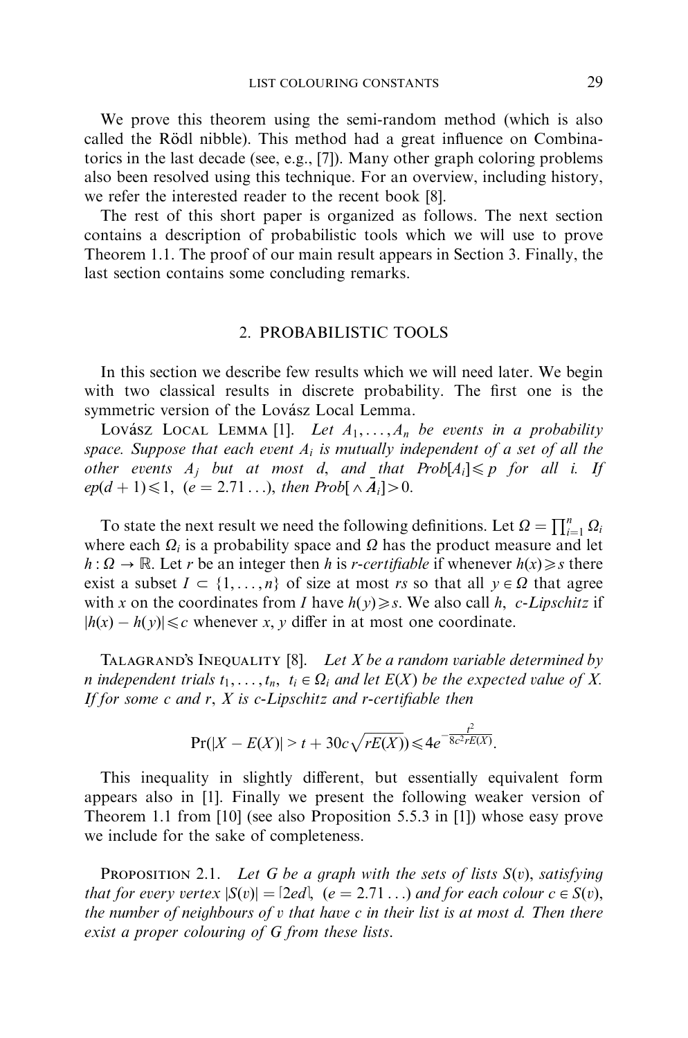We prove this theorem using the semi-random method (which is also called the Rödl nibble). This method had a great influence on Combinatorics in the last decade (see, e.g., [7]). Many other graph coloring problems also been resolved using this technique. For an overview, including history, we refer the interested reader to the recent book [8].

The rest of this short paper is organized as follows. The next section contains a description of probabilistic tools which we will use to prove Theorem 1.1. The proof of our main result appears in Section 3. Finally, the last section contains some concluding remarks.

## 2. PROBABILISTIC TOOLS

In this section we describe few results which we will need later. We begin with two classical results in discrete probability. The first one is the symmetric version of the Lovász Local Lemma.

Lovász Local Lemma [1]. *Let $A_1, \ldots, A_n$ be events in a probability space. Suppose that each event $A_i$ is mutually independent of a set of all the other events $A_j$ but at most $d$, and that $Prob[A_i] \leqslant p$ for all $i$. If $ep(d+1) \leqslant 1$, $(e = 2.71\ldots)$, then $Prob[\wedge \bar{A}_i] > 0$.*

To state the next result we need the following definitions. Let $\Omega = \prod_{i=1}^{n} \Omega_i$ where each $\Omega_i$ is a probability space and $\Omega$ has the product measure and let $h : \Omega \to \mathbb{R}$. Let $r$ be an integer then $h$ is *r-certifiable* if whenever $h(x) \geqslant s$ there exist a subset $I \subset \{1, \ldots, n\}$ of size at most $rs$ so that all $y \in \Omega$ that agree with $x$ on the coordinates from $I$ have $h(y) \geqslant s$. We also call $h$, *c-Lipschitz* if $|h(x) - h(y)| \leqslant c$ whenever $x, y$ differ in at most one coordinate.

Talagrand's Inequality [8]. *Let $X$ be a random variable determined by $n$ independent trials $t_1, \ldots, t_n$, $t_i \in \Omega_i$ and let $E(X)$ be the expected value of $X$. If for some $c$ and $r$, $X$ is c-Lipschitz and r-certifiable then*

$$\Pr(|X - E(X)| > t + 30c\sqrt{rE(X)}) \leqslant 4e^{-\frac{t^2}{8c^2 rE(X)}}.$$

This inequality in slightly different, but essentially equivalent form appears also in [1]. Finally we present the following weaker version of Theorem 1.1 from [10] (see also Proposition 5.5.3 in [1]) whose easy prove we include for the sake of completeness.

Proposition 2.1. *Let $G$ be a graph with the sets of lists $S(v)$, satisfying that for every vertex $|S(v)| = \lceil 2ed \rceil$, $(e = 2.71\ldots)$ and for each colour $c \in S(v)$, the number of neighbours of $v$ that have $c$ in their list is at most $d$. Then there exist a proper colouring of $G$ from these lists.*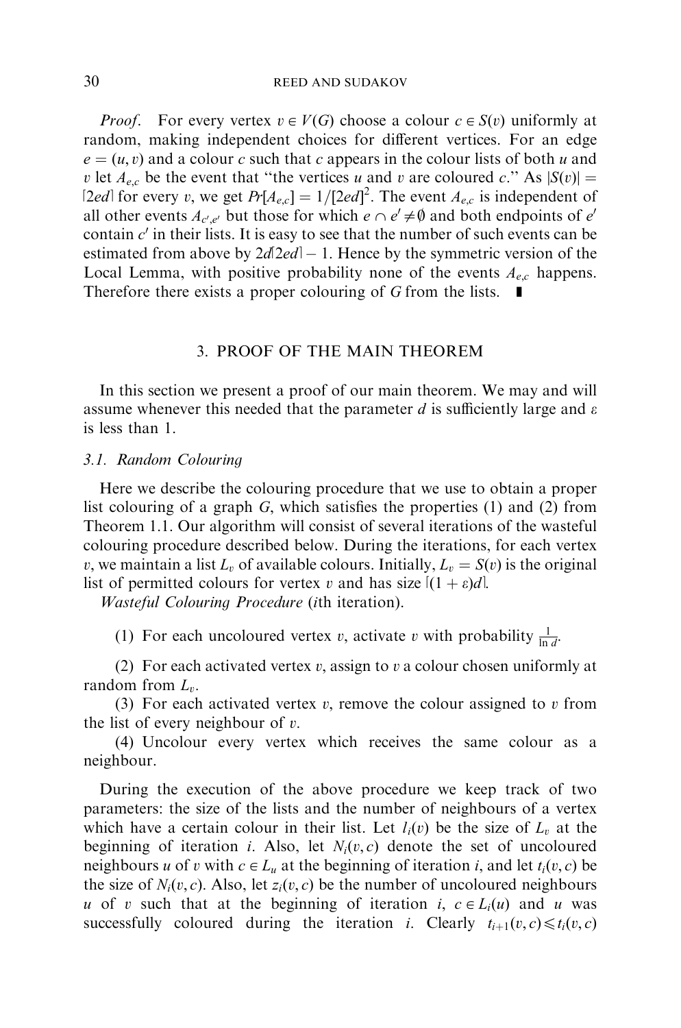*Proof.* For every vertex $v \in V(G)$ choose a colour $c \in S(v)$ uniformly at random, making independent choices for different vertices. For an edge $e = (u, v)$ and a colour $c$ such that $c$ appears in the colour lists of both $u$ and $v$ let $A_{e,c}$ be the event that "the vertices $u$ and $v$ are coloured $c$." As $|S(v)| = \lceil 2ed \rceil$ for every $v$, we get $Pr[A_{e,c}] = 1/\lceil 2ed \rceil^2$. The event $A_{e,c}$ is independent of all other events $A_{c',e'}$ but those for which $e \cap e' \neq \emptyset$ and both endpoints of $e'$ contain $c'$ in their lists. It is easy to see that the number of such events can be estimated from above by $2d\lceil 2ed \rceil - 1$. Hence by the symmetric version of the Local Lemma, with positive probability none of the events $A_{e,c}$ happens. Therefore there exists a proper colouring of $G$ from the lists. ∎

## 3. PROOF OF THE MAIN THEOREM

In this section we present a proof of our main theorem. We may and will assume whenever this needed that the parameter $d$ is sufficiently large and $\varepsilon$ is less than 1.

### 3.1. Random Colouring

Here we describe the colouring procedure that we use to obtain a proper list colouring of a graph $G$, which satisfies the properties (1) and (2) from Theorem 1.1. Our algorithm will consist of several iterations of the wasteful colouring procedure described below. During the iterations, for each vertex $v$, we maintain a list $L_v$ of available colours. Initially, $L_v = S(v)$ is the original list of permitted colours for vertex $v$ and has size $\lceil (1 + \varepsilon)d \rceil$.

*Wasteful Colouring Procedure* (*i*th iteration).

(1) For each uncoloured vertex $v$, activate $v$ with probability $\frac{1}{\ln d}$.

(2) For each activated vertex $v$, assign to $v$ a colour chosen uniformly at random from $L_v$.

(3) For each activated vertex $v$, remove the colour assigned to $v$ from the list of every neighbour of $v$.

(4) Uncolour every vertex which receives the same colour as a neighbour.

During the execution of the above procedure we keep track of two parameters: the size of the lists and the number of neighbours of a vertex which have a certain colour in their list. Let $l_i(v)$ be the size of $L_v$ at the beginning of iteration $i$. Also, let $N_i(v, c)$ denote the set of uncoloured neighbours $u$ of $v$ with $c \in L_u$ at the beginning of iteration $i$, and let $t_i(v, c)$ be the size of $N_i(v, c)$. Also, let $z_i(v, c)$ be the number of uncoloured neighbours $u$ of $v$ such that at the beginning of iteration $i$, $c \in L_i(u)$ and $u$ was successfully coloured during the iteration $i$. Clearly $t_{i+1}(v, c) \leqslant t_i(v, c)$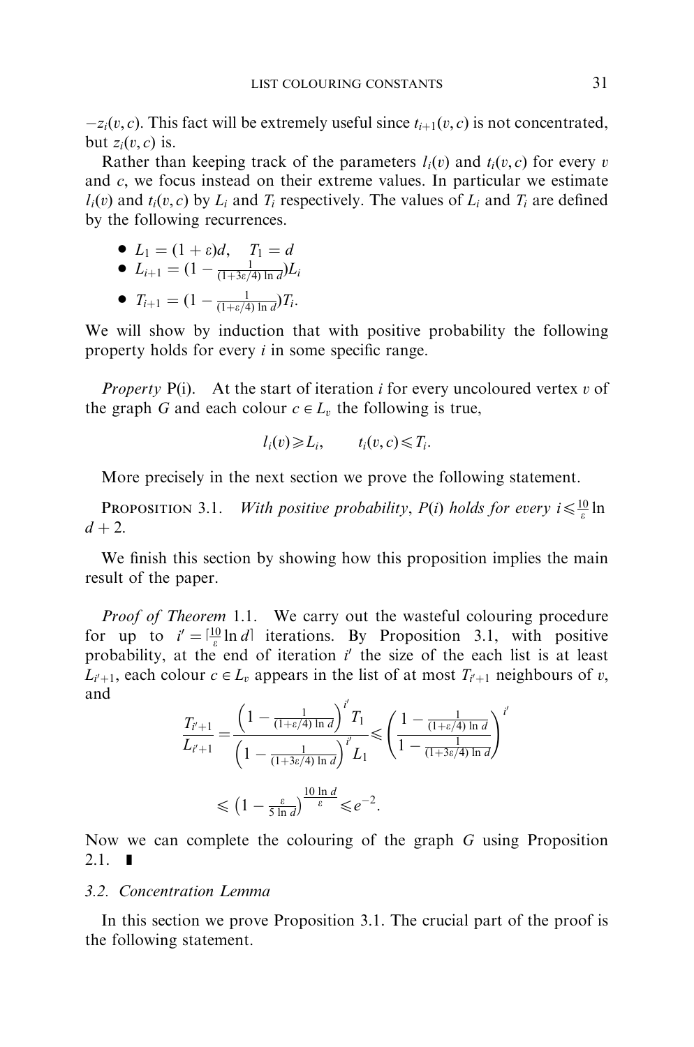$-z_i(v,c)$. This fact will be extremely useful since $t_{i+1}(v,c)$ is not concentrated, but $z_i(v,c)$ is.

Rather than keeping track of the parameters $l_i(v)$ and $t_i(v,c)$ for every $v$ and $c$, we focus instead on their extreme values. In particular we estimate $l_i(v)$ and $t_i(v,c)$ by $L_i$ and $T_i$ respectively. The values of $L_i$ and $T_i$ are defined by the following recurrences.

- $L_1 = (1+\varepsilon)d, \quad T_1 = d$
- $L_{i+1} = (1 - \frac{1}{(1+3\varepsilon/4)\ln d})L_i$
- $T_{i+1} = (1 - \frac{1}{(1+\varepsilon/4)\ln d})T_i.$

We will show by induction that with positive probability the following property holds for every $i$ in some specific range.

*Property* P(i). At the start of iteration $i$ for every uncoloured vertex $v$ of the graph $G$ and each colour $c \in L_v$ the following is true,

$$l_i(v) \geqslant L_i, \qquad t_i(v,c) \leqslant T_i.$$

More precisely in the next section we prove the following statement.

PROPOSITION 3.1. *With positive probability*, *P*($i$) *holds for every* $i \leqslant \frac{10}{\varepsilon}\ln d + 2$.

We finish this section by showing how this proposition implies the main result of the paper.

*Proof of Theorem* 1.1. We carry out the wasteful colouring procedure for up to $i' = \lceil \frac{10}{\varepsilon}\ln d \rceil$ iterations. By Proposition 3.1, with positive probability, at the end of iteration $i'$ the size of the each list is at least $L_{i'+1}$, each colour $c \in L_v$ appears in the list of at most $T_{i'+1}$ neighbours of $v$, and

$$\frac{T_{i'+1}}{L_{i'+1}} = \frac{\left(1 - \frac{1}{(1+\varepsilon/4)\ln d}\right)^{i'} T_1}{\left(1 - \frac{1}{(1+3\varepsilon/4)\ln d}\right)^{i'} L_1} \leqslant \left(\frac{1 - \frac{1}{(1+\varepsilon/4)\ln d}}{1 - \frac{1}{(1+3\varepsilon/4)\ln d}}\right)^{i'}$$

$$\leqslant \left(1 - \frac{\varepsilon}{5\ln d}\right)^{\frac{10\ln d}{\varepsilon}} \leqslant e^{-2}.$$

Now we can complete the colouring of the graph $G$ using Proposition 2.1. ∎

### 3.2. Concentration Lemma

In this section we prove Proposition 3.1. The crucial part of the proof is the following statement.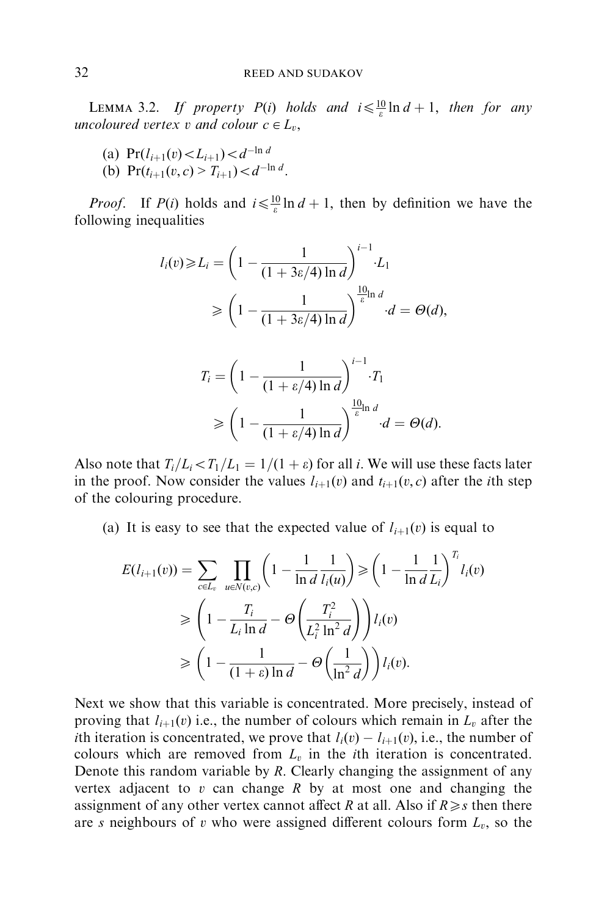**Lemma 3.2.** *If property $P(i)$ holds and $i \leqslant \frac{10}{\varepsilon} \ln d + 1$, then for any uncoloured vertex $v$ and colour $c \in L_v$,*

(a) $\Pr(l_{i+1}(v) < L_{i+1}) < d^{-\ln d}$

(b) $\Pr(t_{i+1}(v, c) > T_{i+1}) < d^{-\ln d}$.

*Proof.* If $P(i)$ holds and $i \leqslant \frac{10}{\varepsilon} \ln d + 1$, then by definition we have the following inequalities

$$
\begin{aligned}
l_i(v) \geqslant L_i &= \left(1 - \frac{1}{(1 + 3\varepsilon/4) \ln d}\right)^{i-1} \cdot L_1 \\
&\geqslant \left(1 - \frac{1}{(1 + 3\varepsilon/4) \ln d}\right)^{\frac{10}{\varepsilon} \ln d} \cdot d = \Theta(d),
\end{aligned}
$$

$$
\begin{aligned}
T_i &= \left(1 - \frac{1}{(1 + \varepsilon/4) \ln d}\right)^{i-1} \cdot T_1 \\
&\geqslant \left(1 - \frac{1}{(1 + \varepsilon/4) \ln d}\right)^{\frac{10}{\varepsilon} \ln d} \cdot d = \Theta(d).
\end{aligned}
$$

Also note that $T_i / L_i < T_1 / L_1 = 1/(1 + \varepsilon)$ for all $i$. We will use these facts later in the proof. Now consider the values $l_{i+1}(v)$ and $t_{i+1}(v, c)$ after the $i$th step of the colouring procedure.

(a) It is easy to see that the expected value of $l_{i+1}(v)$ is equal to

$$
\begin{aligned}
E(l_{i+1}(v)) &= \sum_{c \in L_v} \prod_{u \in N(v,c)} \left(1 - \frac{1}{\ln d} \frac{1}{l_i(u)}\right) \geqslant \left(1 - \frac{1}{\ln d} \frac{1}{L_i}\right)^{T_i} l_i(v) \\
&\geqslant \left(1 - \frac{T_i}{L_i \ln d} - \Theta\left(\frac{T_i^2}{L_i^2 \ln^2 d}\right)\right) l_i(v) \\
&\geqslant \left(1 - \frac{1}{(1 + \varepsilon) \ln d} - \Theta\left(\frac{1}{\ln^2 d}\right)\right) l_i(v).
\end{aligned}
$$

Next we show that this variable is concentrated. More precisely, instead of proving that $l_{i+1}(v)$ i.e., the number of colours which remain in $L_v$ after the $i$th iteration is concentrated, we prove that $l_i(v) - l_{i+1}(v)$, i.e., the number of colours which are removed from $L_v$ in the $i$th iteration is concentrated. Denote this random variable by $R$. Clearly changing the assignment of any vertex adjacent to $v$ can change $R$ by at most one and changing the assignment of any other vertex cannot affect $R$ at all. Also if $R \geqslant s$ then there are $s$ neighbours of $v$ who were assigned different colours form $L_v$, so the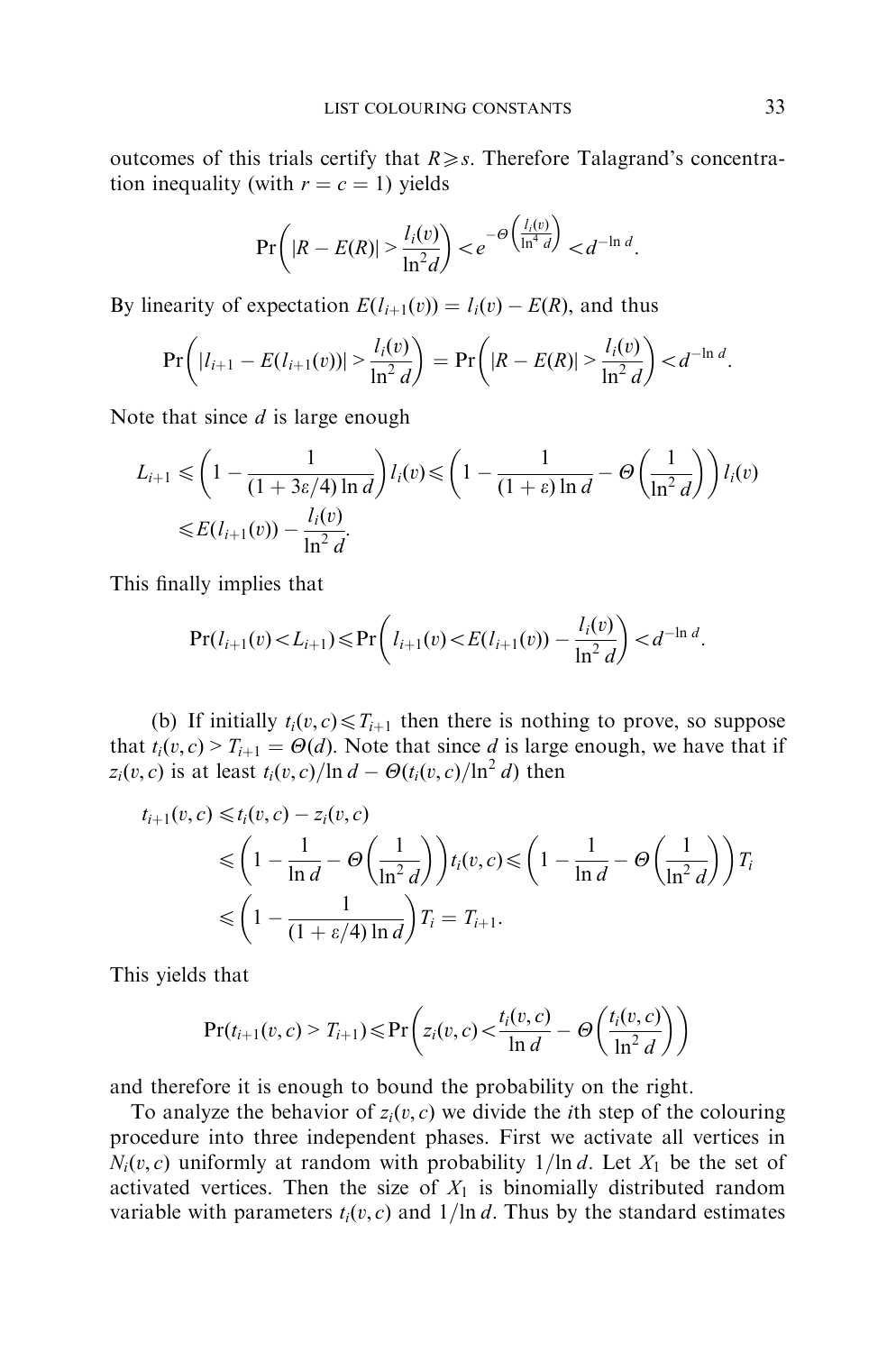outcomes of this trials certify that $R \geqslant s$. Therefore Talagrand's concentration inequality (with $r = c = 1$) yields

$$\Pr\left(|R - E(R)| > \frac{l_i(v)}{\ln^2 d}\right) < e^{-\Theta\left(\frac{l_i(v)}{\ln^4 d}\right)} < d^{-\ln d}.$$

By linearity of expectation $E(l_{i+1}(v)) = l_i(v) - E(R)$, and thus

$$\Pr\left(|l_{i+1} - E(l_{i+1}(v))| > \frac{l_i(v)}{\ln^2 d}\right) = \Pr\left(|R - E(R)| > \frac{l_i(v)}{\ln^2 d}\right) < d^{-\ln d}.$$

Note that since $d$ is large enough

$$\begin{aligned} L_{i+1} &\leqslant \left(1 - \frac{1}{(1 + 3\varepsilon/4)\ln d}\right) l_i(v) \leqslant \left(1 - \frac{1}{(1+\varepsilon)\ln d} - \Theta\left(\frac{1}{\ln^2 d}\right)\right) l_i(v) \\ &\leqslant E(l_{i+1}(v)) - \frac{l_i(v)}{\ln^2 d}. \end{aligned}$$

This finally implies that

$$\Pr(l_{i+1}(v) < L_{i+1}) \leqslant \Pr\left(l_{i+1}(v) < E(l_{i+1}(v)) - \frac{l_i(v)}{\ln^2 d}\right) < d^{-\ln d}.$$

(b) If initially $t_i(v, c) \leqslant T_{i+1}$ then there is nothing to prove, so suppose that $t_i(v, c) > T_{i+1} = \Theta(d)$. Note that since $d$ is large enough, we have that if $z_i(v, c)$ is at least $t_i(v, c)/\ln d - \Theta(t_i(v, c)/\ln^2 d)$ then

$$\begin{aligned} t_{i+1}(v, c) &\leqslant t_i(v, c) - z_i(v, c) \\ &\leqslant \left(1 - \frac{1}{\ln d} - \Theta\left(\frac{1}{\ln^2 d}\right)\right) t_i(v, c) \leqslant \left(1 - \frac{1}{\ln d} - \Theta\left(\frac{1}{\ln^2 d}\right)\right) T_i \\ &\leqslant \left(1 - \frac{1}{(1 + \varepsilon/4)\ln d}\right) T_i = T_{i+1}. \end{aligned}$$

This yields that

$$\Pr(t_{i+1}(v, c) > T_{i+1}) \leqslant \Pr\left(z_i(v, c) < \frac{t_i(v, c)}{\ln d} - \Theta\left(\frac{t_i(v, c)}{\ln^2 d}\right)\right)$$

and therefore it is enough to bound the probability on the right.

To analyze the behavior of $z_i(v, c)$ we divide the $i$th step of the colouring procedure into three independent phases. First we activate all vertices in $N_i(v, c)$ uniformly at random with probability $1/\ln d$. Let $X_1$ be the set of activated vertices. Then the size of $X_1$ is binomially distributed random variable with parameters $t_i(v, c)$ and $1/\ln d$. Thus by the standard estimates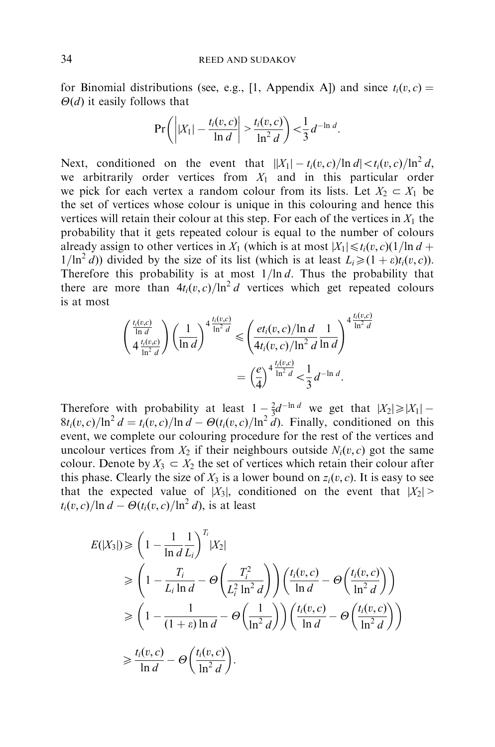for Binomial distributions (see, e.g., [1, Appendix A]) and since $t_i(v,c) = \Theta(d)$ it easily follows that

$$\Pr\left(\left||X_1| - \frac{t_i(v,c)}{\ln d}\right| > \frac{t_i(v,c)}{\ln^2 d}\right) < \frac{1}{3} d^{-\ln d}.$$

Next, conditioned on the event that $||X_1| - t_i(v,c)/\ln d| < t_i(v,c)/\ln^2 d$, we arbitrarily order vertices from $X_1$ and in this particular order we pick for each vertex a random colour from its lists. Let $X_2 \subset X_1$ be the set of vertices whose colour is unique in this colouring and hence this vertices will retain their colour at this step. For each of the vertices in $X_1$ the probability that it gets repeated colour is equal to the number of colours already assign to other vertices in $X_1$ (which is at most $|X_1| \leqslant t_i(v,c)(1/\ln d + 1/\ln^2 d)$) divided by the size of its list (which is at least $L_i \geqslant (1+\varepsilon)t_i(v,c)$). Therefore this probability is at most $1/\ln d$. Thus the probability that there are more than $4t_i(v,c)/\ln^2 d$ vertices which get repeated colours is at most

$$\binom{\frac{t_i(v,c)}{\ln d}}{4\frac{t_i(v,c)}{\ln^2 d}} \left(\frac{1}{\ln d}\right)^{4\frac{t_i(v,c)}{\ln^2 d}} \leqslant \left(\frac{e t_i(v,c)/\ln d}{4t_i(v,c)/\ln^2 d}\frac{1}{\ln d}\right)^{4\frac{t_i(v,c)}{\ln^2 d}}$$

$$= \left(\frac{e}{4}\right)^{4\frac{t_i(v,c)}{\ln^2 d}} < \frac{1}{3} d^{-\ln d}.$$

Therefore with probability at least $1 - \frac{2}{3} d^{-\ln d}$ we get that $|X_2| \geqslant |X_1| - 8t_i(v,c)/\ln^2 d = t_i(v,c)/\ln d - \Theta(t_i(v,c)/\ln^2 d)$. Finally, conditioned on this event, we complete our colouring procedure for the rest of the vertices and uncolour vertices from $X_2$ if their neighbours outside $N_i(v,c)$ got the same colour. Denote by $X_3 \subset X_2$ the set of vertices which retain their colour after this phase. Clearly the size of $X_3$ is a lower bound on $z_i(v,c)$. It is easy to see that the expected value of $|X_3|$, conditioned on the event that $|X_2| > t_i(v,c)/\ln d - \Theta(t_i(v,c)/\ln^2 d)$, is at least

$$\begin{aligned}
E(|X_3|) &\geqslant \left(1 - \frac{1}{\ln d}\frac{1}{L_i}\right)^{T_i} |X_2| \\
&\geqslant \left(1 - \frac{T_i}{L_i \ln d} - \Theta\left(\frac{T_i^2}{L_i^2 \ln^2 d}\right)\right)\left(\frac{t_i(v,c)}{\ln d} - \Theta\left(\frac{t_i(v,c)}{\ln^2 d}\right)\right) \\
&\geqslant \left(1 - \frac{1}{(1+\varepsilon)\ln d} - \Theta\left(\frac{1}{\ln^2 d}\right)\right)\left(\frac{t_i(v,c)}{\ln d} - \Theta\left(\frac{t_i(v,c)}{\ln^2 d}\right)\right) \\
&\geqslant \frac{t_i(v,c)}{\ln d} - \Theta\left(\frac{t_i(v,c)}{\ln^2 d}\right).
\end{aligned}$$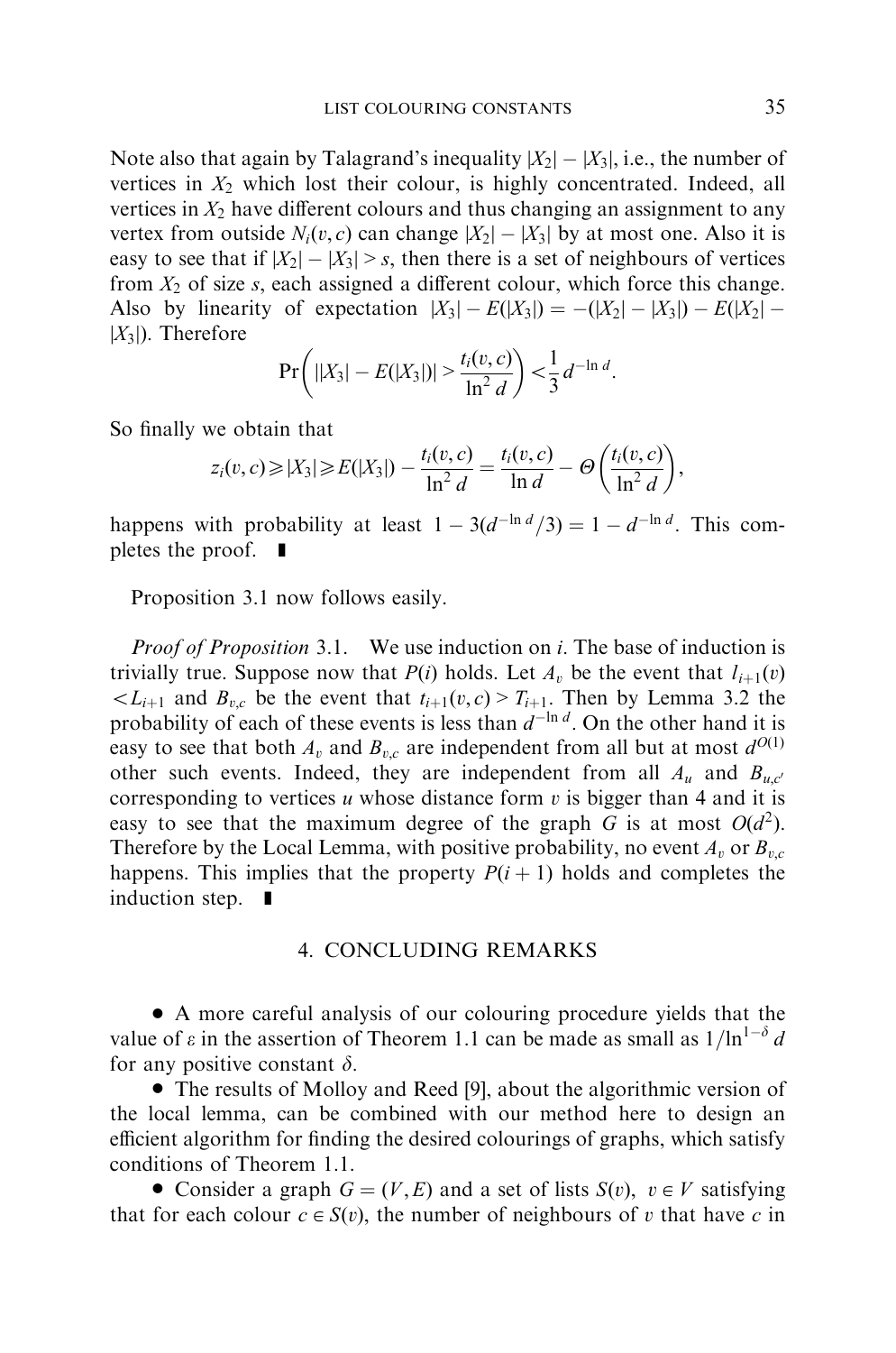Note also that again by Talagrand's inequality $|X_2| - |X_3|$, i.e., the number of vertices in $X_2$ which lost their colour, is highly concentrated. Indeed, all vertices in $X_2$ have different colours and thus changing an assignment to any vertex from outside $N_i(v, c)$ can change $|X_2| - |X_3|$ by at most one. Also it is easy to see that if $|X_2| - |X_3| > s$, then there is a set of neighbours of vertices from $X_2$ of size $s$, each assigned a different colour, which force this change. Also by linearity of expectation $|X_3| - E(|X_3|) = -(|X_2| - |X_3|) - E(|X_2| - |X_3|)$. Therefore

$$\Pr\left( ||X_3| - E(|X_3|)| > \frac{t_i(v, c)}{\ln^2 d} \right) < \frac{1}{3} d^{-\ln d}.$$

So finally we obtain that

$$z_i(v, c) \geqslant |X_3| \geqslant E(|X_3|) - \frac{t_i(v, c)}{\ln^2 d} = \frac{t_i(v, c)}{\ln d} - \Theta\left( \frac{t_i(v, c)}{\ln^2 d} \right),$$

happens with probability at least $1 - 3(d^{-\ln d}/3) = 1 - d^{-\ln d}$. This completes the proof. ∎

Proposition 3.1 now follows easily.

*Proof of Proposition* 3.1. We use induction on $i$. The base of induction is trivially true. Suppose now that $P(i)$ holds. Let $A_v$ be the event that $l_{i+1}(v) < L_{i+1}$ and $B_{v,c}$ be the event that $t_{i+1}(v, c) > T_{i+1}$. Then by Lemma 3.2 the probability of each of these events is less than $d^{-\ln d}$. On the other hand it is easy to see that both $A_v$ and $B_{v,c}$ are independent from all but at most $d^{O(1)}$ other such events. Indeed, they are independent from all $A_u$ and $B_{u,c'}$ corresponding to vertices $u$ whose distance form $v$ is bigger than 4 and it is easy to see that the maximum degree of the graph $G$ is at most $O(d^2)$. Therefore by the Local Lemma, with positive probability, no event $A_v$ or $B_{v,c}$ happens. This implies that the property $P(i+1)$ holds and completes the induction step. ∎

## 4. CONCLUDING REMARKS

- A more careful analysis of our colouring procedure yields that the value of $\varepsilon$ in the assertion of Theorem 1.1 can be made as small as $1/\ln^{1-\delta} d$ for any positive constant $\delta$.
- The results of Molloy and Reed [9], about the algorithmic version of the local lemma, can be combined with our method here to design an efficient algorithm for finding the desired colourings of graphs, which satisfy conditions of Theorem 1.1.
- Consider a graph $G = (V, E)$ and a set of lists $S(v)$, $v \in V$ satisfying that for each colour $c \in S(v)$, the number of neighbours of $v$ that have $c$ in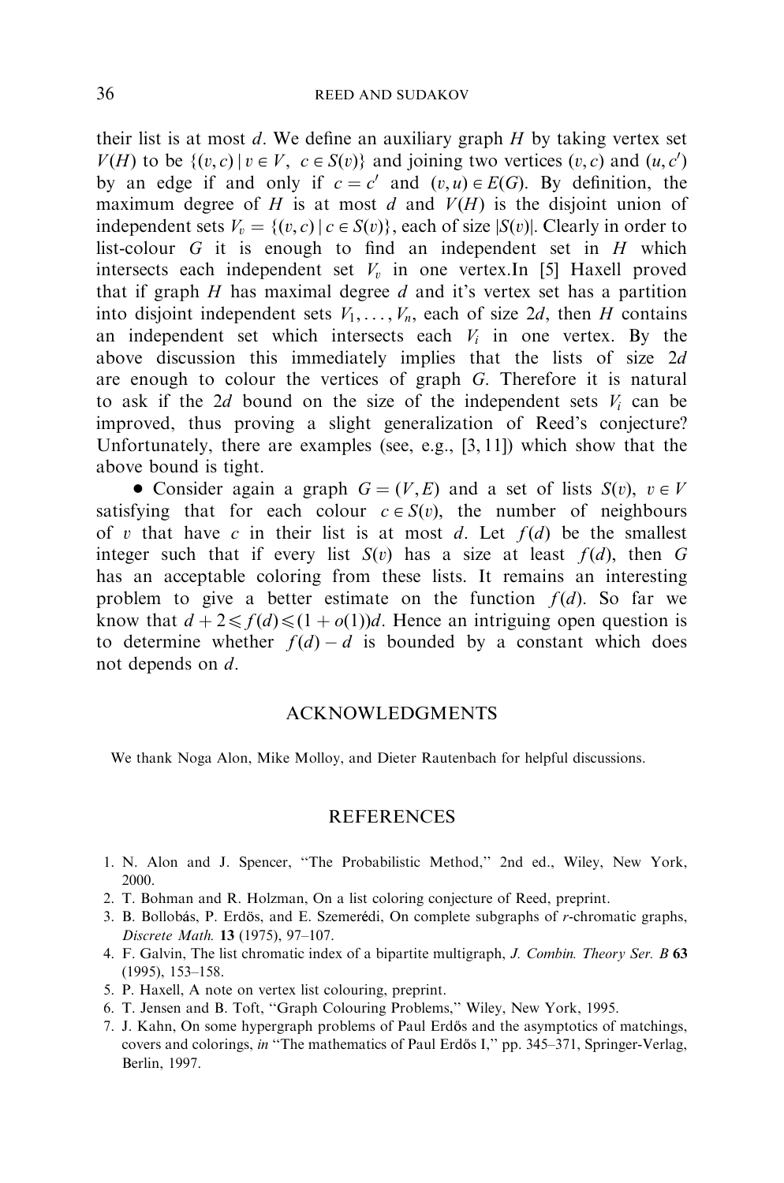their list is at most $d$. We define an auxiliary graph $H$ by taking vertex set $V(H)$ to be $\{(v, c) \mid v \in V, \ c \in S(v)\}$ and joining two vertices $(v, c)$ and $(u, c')$ by an edge if and only if $c = c'$ and $(v, u) \in E(G)$. By definition, the maximum degree of $H$ is at most $d$ and $V(H)$ is the disjoint union of independent sets $V_v = \{(v, c) \mid c \in S(v)\}$, each of size $|S(v)|$. Clearly in order to list-colour $G$ it is enough to find an independent set in $H$ which intersects each independent set $V_v$ in one vertex.In [5] Haxell proved that if graph $H$ has maximal degree $d$ and it's vertex set has a partition into disjoint independent sets $V_1, \ldots, V_n$, each of size $2d$, then $H$ contains an independent set which intersects each $V_i$ in one vertex. By the above discussion this immediately implies that the lists of size $2d$ are enough to colour the vertices of graph $G$. Therefore it is natural to ask if the $2d$ bound on the size of the independent sets $V_i$ can be improved, thus proving a slight generalization of Reed's conjecture? Unfortunately, there are examples (see, e.g., [3, 11]) which show that the above bound is tight.

- Consider again a graph $G = (V, E)$ and a set of lists $S(v)$, $v \in V$ satisfying that for each colour $c \in S(v)$, the number of neighbours of $v$ that have $c$ in their list is at most $d$. Let $f(d)$ be the smallest integer such that if every list $S(v)$ has a size at least $f(d)$, then $G$ has an acceptable coloring from these lists. It remains an interesting problem to give a better estimate on the function $f(d)$. So far we know that $d + 2 \leqslant f(d) \leqslant (1 + o(1))d$. Hence an intriguing open question is to determine whether $f(d) - d$ is bounded by a constant which does not depends on $d$.

## ACKNOWLEDGMENTS

We thank Noga Alon, Mike Molloy, and Dieter Rautenbach for helpful discussions.

## REFERENCES

1. N. Alon and J. Spencer, "The Probabilistic Method," 2nd ed., Wiley, New York, 2000.
2. T. Bohman and R. Holzman, On a list coloring conjecture of Reed, preprint.
3. B. Bollobás, P. Erdös, and E. Szemerédi, On complete subgraphs of $r$-chromatic graphs, *Discrete Math.* **13** (1975), 97–107.
4. F. Galvin, The list chromatic index of a bipartite multigraph, *J. Combin. Theory Ser. B* **63** (1995), 153–158.
5. P. Haxell, A note on vertex list colouring, preprint.
6. T. Jensen and B. Toft, "Graph Colouring Problems," Wiley, New York, 1995.
7. J. Kahn, On some hypergraph problems of Paul Erdős and the asymptotics of matchings, covers and colorings, *in* "The mathematics of Paul Erdős I," pp. 345–371, Springer-Verlag, Berlin, 1997.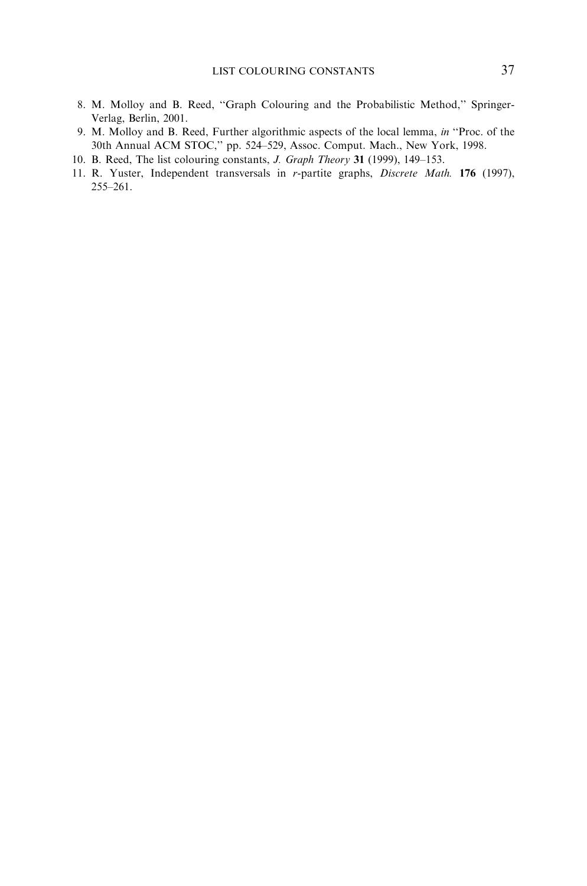8. M. Molloy and B. Reed, "Graph Colouring and the Probabilistic Method," Springer-Verlag, Berlin, 2001.
9. M. Molloy and B. Reed, Further algorithmic aspects of the local lemma, *in* "Proc. of the 30th Annual ACM STOC," pp. 524–529, Assoc. Comput. Mach., New York, 1998.
10. B. Reed, The list colouring constants, *J. Graph Theory* **31** (1999), 149–153.
11. R. Yuster, Independent transversals in $r$-partite graphs, *Discrete Math.* **176** (1997), 255–261.